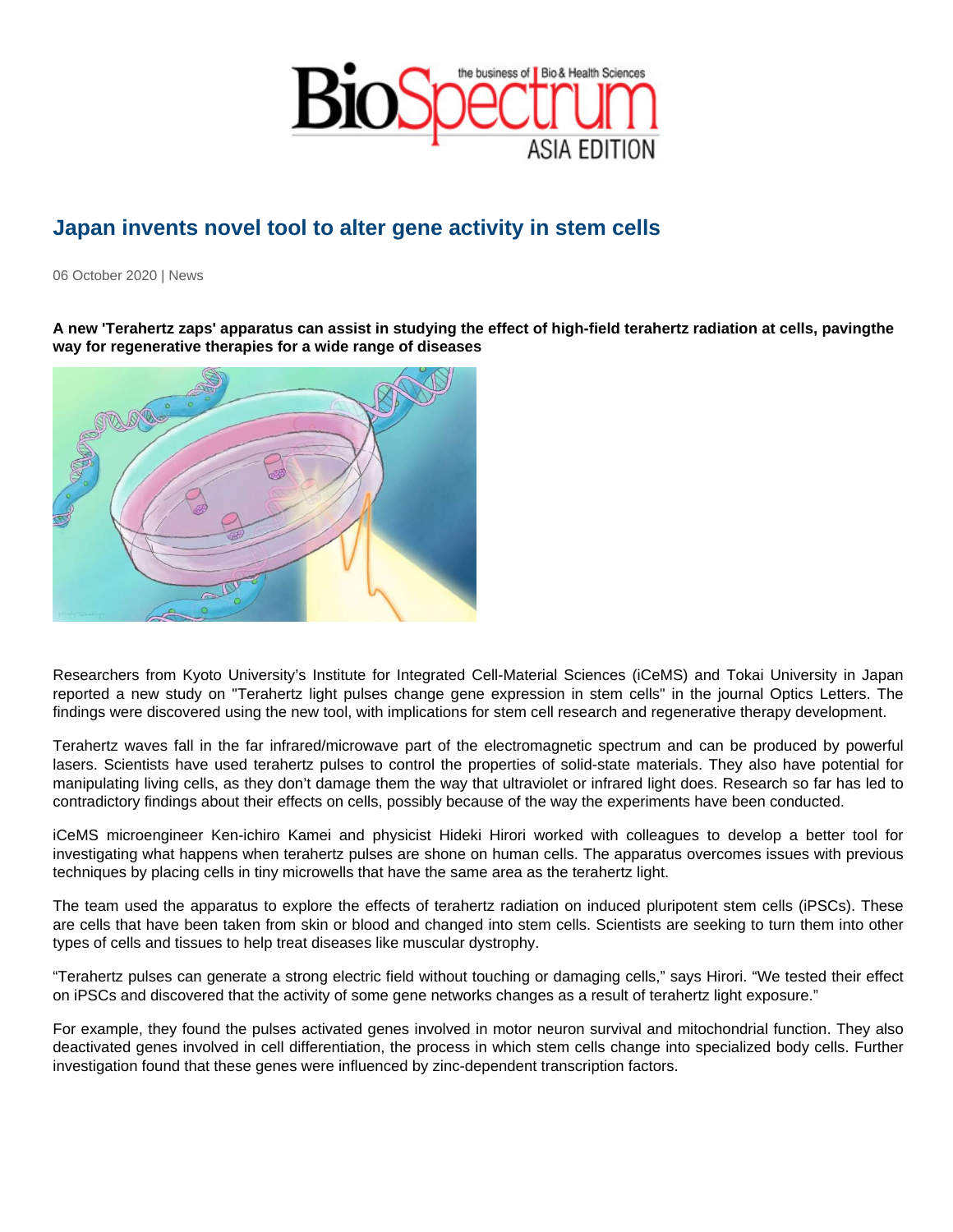# Japan invents novel tool to alter gene activity in stem cells

06 October 2020 | News

**A new 'Terahertz zaps' apparatus can assist in studying the effect of high-field terahertz radiation at cells, pavingthe way for regenerative therapies for a wide range of diseases**

Researchers from Kyoto University's Institute for Integrated Cell-Material Sciences (iCeMS) and Tokai University in Japan reported a new study on "Terahertz light pulses change gene expression in stem cells" in the journal Optics Letters. The findings were discovered using the new tool, with implications for stem cell research and regenerative therapy development.

Terahertz waves fall in the far infrared/microwave part of the electromagnetic spectrum and can be produced by powerful lasers. Scientists have used terahertz pulses to control the properties of solid-state materials. They also have potential for manipulating living cells, as they don't damage them the way that ultraviolet or infrared light does. Research so far has led to contradictory findings about their effects on cells, possibly because of the way the experiments have been conducted.

iCeMS microengineer Ken-ichiro Kamei and physicist Hideki Hirori worked with colleagues to develop a better tool for investigating what happens when terahertz pulses are shone on human cells. The apparatus overcomes issues with previous techniques by placing cells in tiny microwells that have the same area as the terahertz light.

The team used the apparatus to explore the effects of terahertz radiation on induced pluripotent stem cells (iPSCs). These are cells that have been taken from skin or blood and changed into stem cells. Scientists are seeking to turn them into other types of cells and tissues to help treat diseases like muscular dystrophy.

"Terahertz pulses can generate a strong electric field without touching or damaging cells," says Hirori. "We tested their effect on iPSCs and discovered that the activity of some gene networks changes as a result of terahertz light exposure."

For example, they found the pulses activated genes involved in motor neuron survival and mitochondrial function. They also deactivated genes involved in cell differentiation, the process in which stem cells change into specialized body cells. Further investigation found that these genes were influenced by zinc-dependent transcription factors.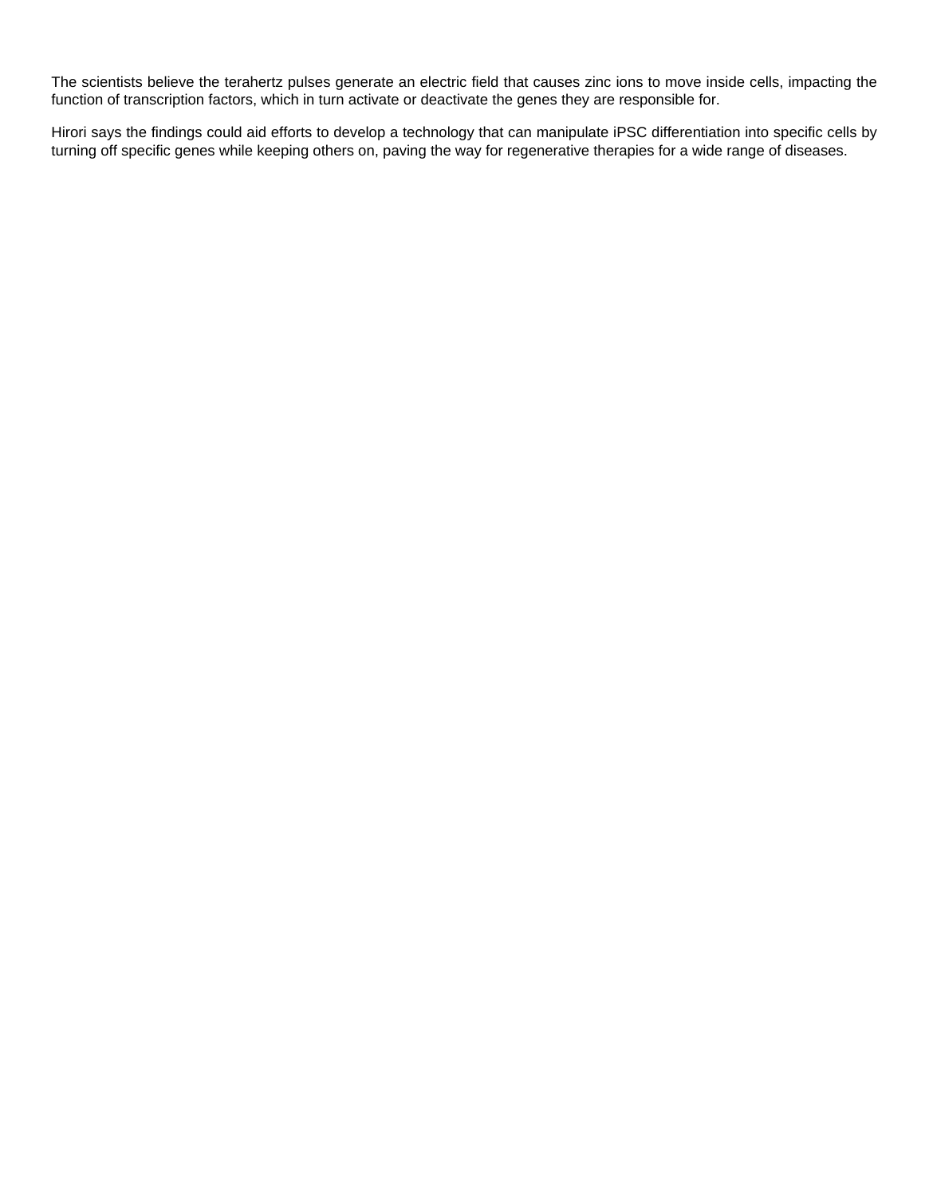The scientists believe the terahertz pulses generate an electric field that causes zinc ions to move inside cells, impacting the function of transcription factors, which in turn activate or deactivate the genes they are responsible for.

Hirori says the findings could aid efforts to develop a technology that can manipulate iPSC differentiation into specific cells by turning off specific genes while keeping others on, paving the way for regenerative therapies for a wide range of diseases.